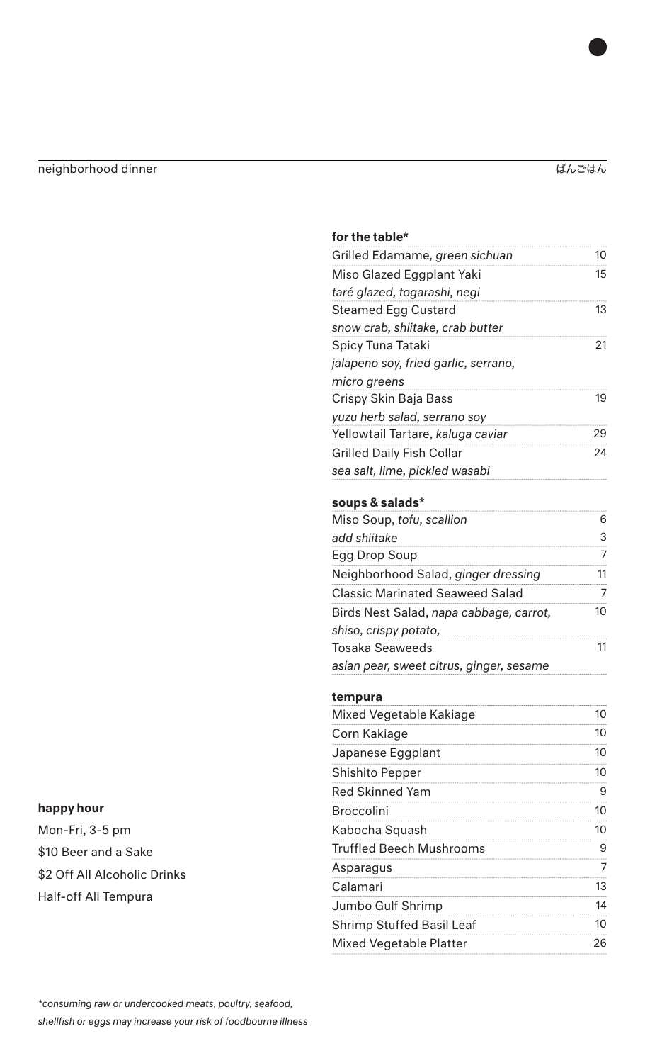neighborhood dinner ばんごはん

### for the table*

| | |
|---|---|
| Grilled Edamame, *green sichuan* | 10 |
| Miso Glazed Eggplant Yaki<br>*taré glazed, togarashi, negi* | 15 |
| Steamed Egg Custard<br>*snow crab, shiitake, crab butter* | 13 |
| Spicy Tuna Tataki<br>*jalapeno soy, fried garlic, serrano, micro greens* | 21 |
| Crispy Skin Baja Bass<br>*yuzu herb salad, serrano soy* | 19 |
| Yellowtail Tartare, *kaluga caviar* | 29 |
| Grilled Daily Fish Collar<br>*sea salt, lime, pickled wasabi* | 24 |

### soups & salads*

| | |
|---|---|
| Miso Soup, *tofu, scallion* | 6 |
| *add shiitake* | 3 |
| Egg Drop Soup | 7 |
| Neighborhood Salad, *ginger dressing* | 11 |
| Classic Marinated Seaweed Salad | 7 |
| Birds Nest Salad, *napa cabbage, carrot, shiso, crispy potato,* | 10 |
| Tosaka Seaweeds<br>*asian pear, sweet citrus, ginger, sesame* | 11 |

### tempura

| | |
|---|---|
| Mixed Vegetable Kakiage | 10 |
| Corn Kakiage | 10 |
| Japanese Eggplant | 10 |
| Shishito Pepper | 10 |
| Red Skinned Yam | 9 |
| Broccolini | 10 |
| Kabocha Squash | 10 |
| Truffled Beech Mushrooms | 9 |
| Asparagus | 7 |
| Calamari | 13 |
| Jumbo Gulf Shrimp | 14 |
| Shrimp Stuffed Basil Leaf | 10 |
| Mixed Vegetable Platter | 26 |

### happy hour

Mon-Fri, 3-5 pm
$10 Beer and a Sake
$2 Off All Alcoholic Drinks
Half-off All Tempura

*\*consuming raw or undercooked meats, poultry, seafood, shellfish or eggs may increase your risk of foodbourne illness*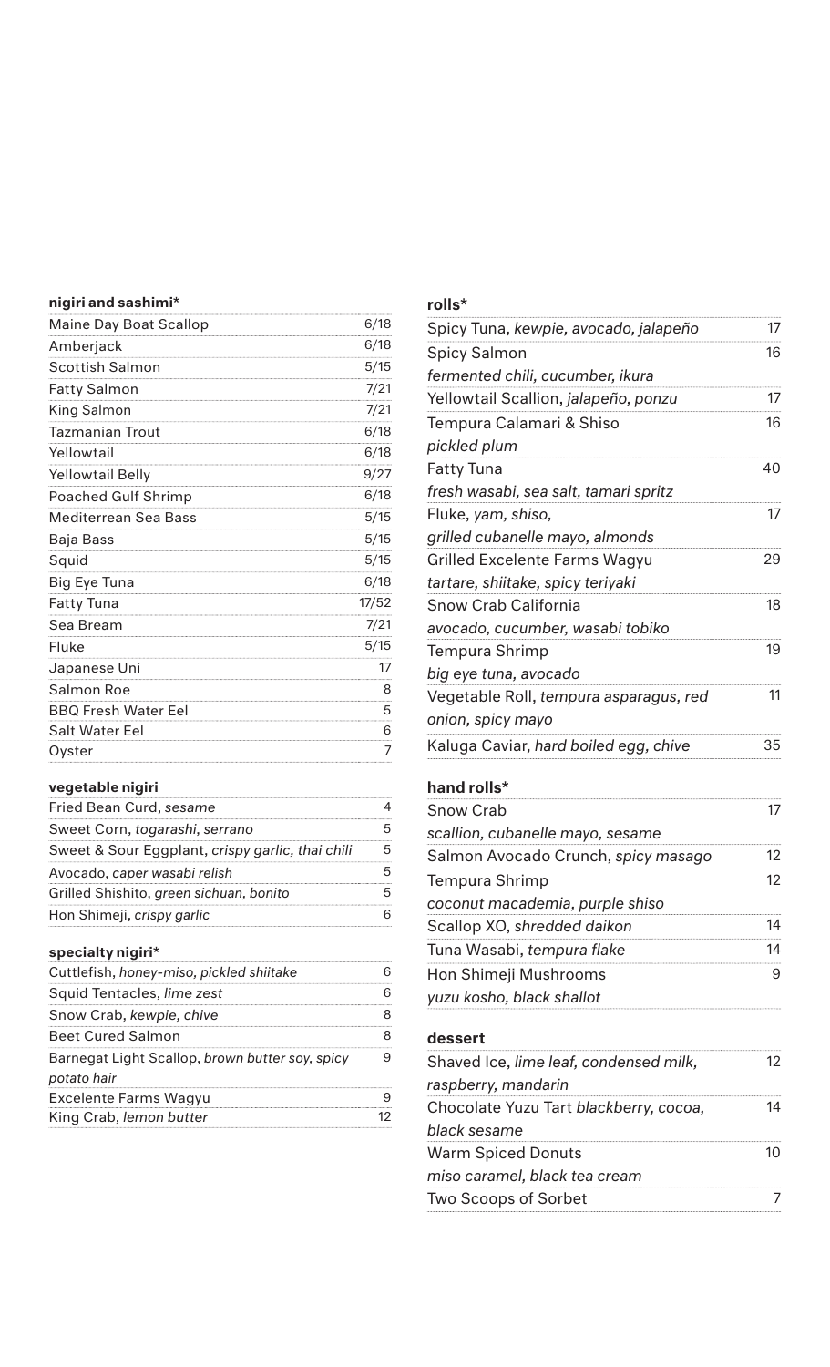### nigiri and sashimi*

| | |
|---|---|
| Maine Day Boat Scallop | 6/18 |
| Amberjack | 6/18 |
| Scottish Salmon | 5/15 |
| Fatty Salmon | 7/21 |
| King Salmon | 7/21 |
| Tazmanian Trout | 6/18 |
| Yellowtail | 6/18 |
| Yellowtail Belly | 9/27 |
| Poached Gulf Shrimp | 6/18 |
| Mediterrean Sea Bass | 5/15 |
| Baja Bass | 5/15 |
| Squid | 5/15 |
| Big Eye Tuna | 6/18 |
| Fatty Tuna | 17/52 |
| Sea Bream | 7/21 |
| Fluke | 5/15 |
| Japanese Uni | 17 |
| Salmon Roe | 8 |
| BBQ Fresh Water Eel | 5 |
| Salt Water Eel | 6 |
| Oyster | 7 |

### vegetable nigiri

| | |
|---|---|
| Fried Bean Curd, *sesame* | 4 |
| Sweet Corn, *togarashi, serrano* | 5 |
| Sweet & Sour Eggplant, *crispy garlic, thai chili* | 5 |
| Avocado, *caper wasabi relish* | 5 |
| Grilled Shishito, *green sichuan, bonito* | 5 |
| Hon Shimeji, *crispy garlic* | 6 |

### specialty nigiri*

| | |
|---|---|
| Cuttlefish, *honey-miso, pickled shiitake* | 6 |
| Squid Tentacles, *lime zest* | 6 |
| Snow Crab, *kewpie, chive* | 8 |
| Beet Cured Salmon | 8 |
| Barnegat Light Scallop, *brown butter soy, spicy potato hair* | 9 |
| Excelente Farms Wagyu | 9 |
| King Crab, *lemon butter* | 12 |

### rolls*

| | |
|---|---|
| Spicy Tuna, *kewpie, avocado, jalapeño* | 17 |
| Spicy Salmon *fermented chili, cucumber, ikura* | 16 |
| Yellowtail Scallion, *jalapeño, ponzu* | 17 |
| Tempura Calamari & Shiso *pickled plum* | 16 |
| Fatty Tuna *fresh wasabi, sea salt, tamari spritz* | 40 |
| Fluke, *yam, shiso, grilled cubanelle mayo, almonds* | 17 |
| Grilled Excelente Farms Wagyu *tartare, shiitake, spicy teriyaki* | 29 |
| Snow Crab California *avocado, cucumber, wasabi tobiko* | 18 |
| Tempura Shrimp *big eye tuna, avocado* | 19 |
| Vegetable Roll, *tempura asparagus, red onion, spicy mayo* | 11 |
| Kaluga Caviar, *hard boiled egg, chive* | 35 |

### hand rolls*

| | |
|---|---|
| Snow Crab *scallion, cubanelle mayo, sesame* | 17 |
| Salmon Avocado Crunch, *spicy masago* | 12 |
| Tempura Shrimp *coconut macademia, purple shiso* | 12 |
| Scallop XO, *shredded daikon* | 14 |
| Tuna Wasabi, *tempura flake* | 14 |
| Hon Shimeji Mushrooms *yuzu kosho, black shallot* | 9 |

### dessert

| | |
|---|---|
| Shaved Ice, *lime leaf, condensed milk, raspberry, mandarin* | 12 |
| Chocolate Yuzu Tart *blackberry, cocoa, black sesame* | 14 |
| Warm Spiced Donuts *miso caramel, black tea cream* | 10 |
| Two Scoops of Sorbet | 7 |